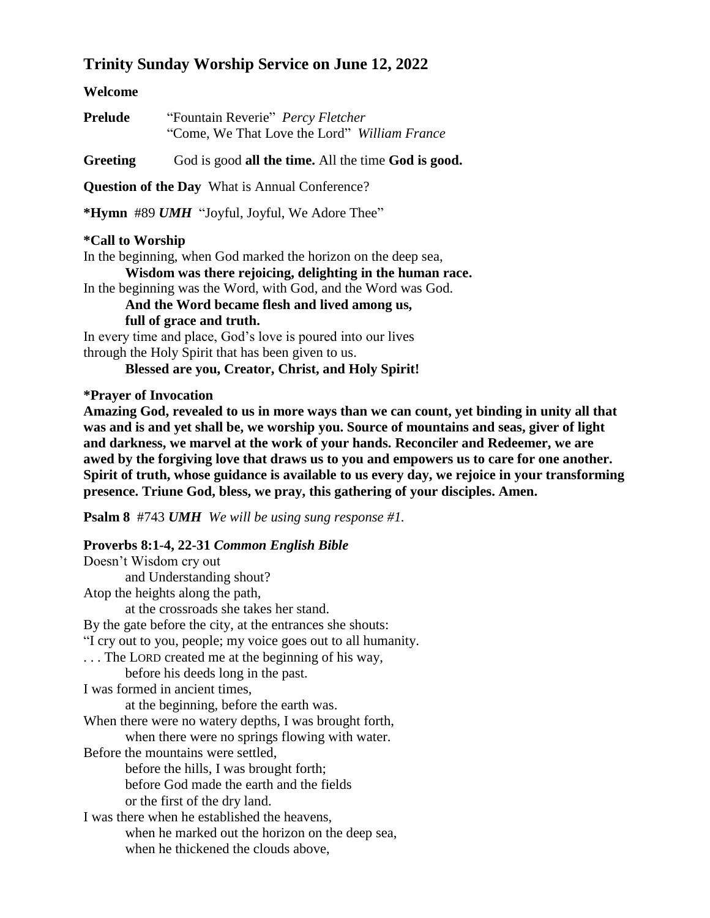## Trinity Sunday Worship Service on June 12, 2022

**Welcome**

**Prelude** "Fountain Reverie" *Percy Fletcher*
"Come, We That Love the Lord" *William France*

**Greeting** God is good **all the time.** All the time **God is good.**

**Question of the Day** What is Annual Conference?

**\*Hymn** #89 ***UMH*** "Joyful, Joyful, We Adore Thee"

**\*Call to Worship**

In the beginning, when God marked the horizon on the deep sea,
**Wisdom was there rejoicing, delighting in the human race.**
In the beginning was the Word, with God, and the Word was God.
**And the Word became flesh and lived among us,**
**full of grace and truth.**
In every time and place, God's love is poured into our lives
through the Holy Spirit that has been given to us.
**Blessed are you, Creator, Christ, and Holy Spirit!**

**\*Prayer of Invocation**

**Amazing God, revealed to us in more ways than we can count, yet binding in unity all that was and is and yet shall be, we worship you. Source of mountains and seas, giver of light and darkness, we marvel at the work of your hands. Reconciler and Redeemer, we are awed by the forgiving love that draws us to you and empowers us to care for one another. Spirit of truth, whose guidance is available to us every day, we rejoice in your transforming presence. Triune God, bless, we pray, this gathering of your disciples. Amen.**

**Psalm 8** #743 ***UMH*** *We will be using sung response #1.*

**Proverbs 8:1-4, 22-31** ***Common English Bible***

Doesn't Wisdom cry out
and Understanding shout?
Atop the heights along the path,
at the crossroads she takes her stand.
By the gate before the city, at the entrances she shouts:
"I cry out to you, people; my voice goes out to all humanity.
. . . The LORD created me at the beginning of his way,
before his deeds long in the past.
I was formed in ancient times,
at the beginning, before the earth was.
When there were no watery depths, I was brought forth,
when there were no springs flowing with water.
Before the mountains were settled,
before the hills, I was brought forth;
before God made the earth and the fields
or the first of the dry land.
I was there when he established the heavens,
when he marked out the horizon on the deep sea,
when he thickened the clouds above,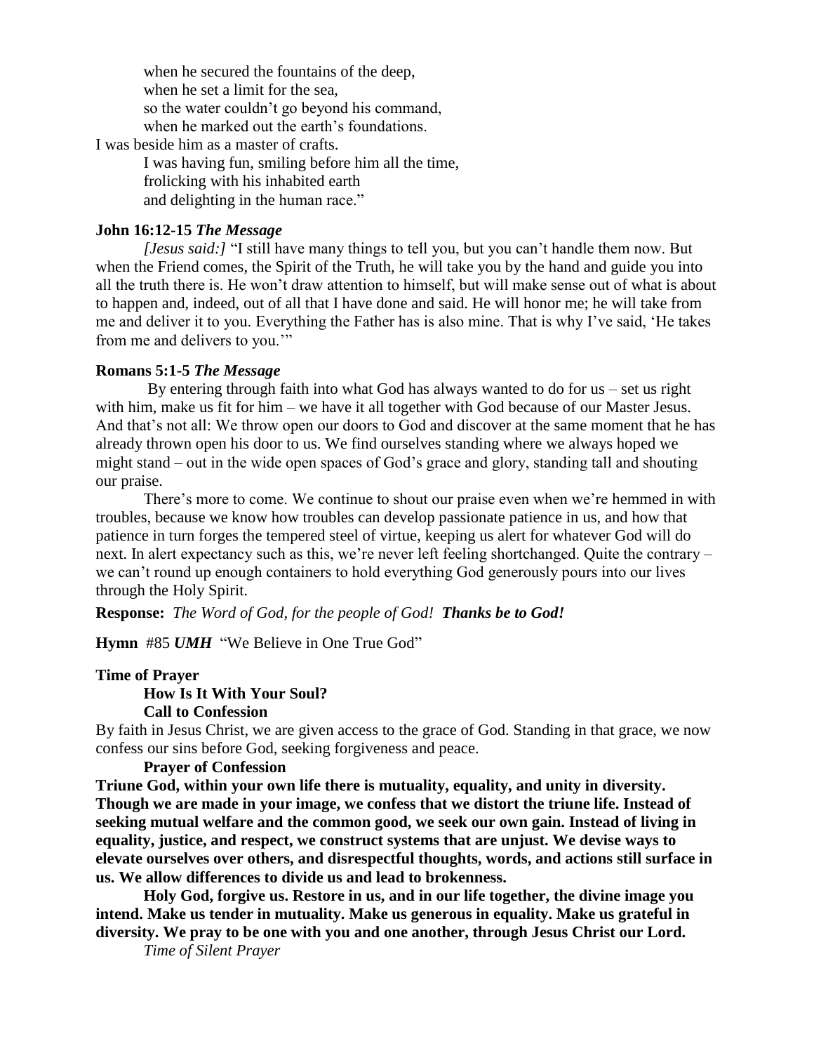when he secured the fountains of the deep,
when he set a limit for the sea,
so the water couldn't go beyond his command,
when he marked out the earth's foundations.
I was beside him as a master of crafts.
I was having fun, smiling before him all the time,
frolicking with his inhabited earth
and delighting in the human race."

**John 16:12-15 *The Message***

*[Jesus said:]* "I still have many things to tell you, but you can't handle them now. But when the Friend comes, the Spirit of the Truth, he will take you by the hand and guide you into all the truth there is. He won't draw attention to himself, but will make sense out of what is about to happen and, indeed, out of all that I have done and said. He will honor me; he will take from me and deliver it to you. Everything the Father has is also mine. That is why I've said, 'He takes from me and delivers to you.'"

**Romans 5:1-5 *The Message***

By entering through faith into what God has always wanted to do for us – set us right with him, make us fit for him – we have it all together with God because of our Master Jesus. And that's not all: We throw open our doors to God and discover at the same moment that he has already thrown open his door to us. We find ourselves standing where we always hoped we might stand – out in the wide open spaces of God's grace and glory, standing tall and shouting our praise.

There's more to come. We continue to shout our praise even when we're hemmed in with troubles, because we know how troubles can develop passionate patience in us, and how that patience in turn forges the tempered steel of virtue, keeping us alert for whatever God will do next. In alert expectancy such as this, we're never left feeling shortchanged. Quite the contrary – we can't round up enough containers to hold everything God generously pours into our lives through the Holy Spirit.

**Response:** *The Word of God, for the people of God!* ***Thanks be to God!***

**Hymn** #85 ***UMH*** "We Believe in One True God"

**Time of Prayer**

**How Is It With Your Soul?**

**Call to Confession**

By faith in Jesus Christ, we are given access to the grace of God. Standing in that grace, we now confess our sins before God, seeking forgiveness and peace.

**Prayer of Confession**

**Triune God, within your own life there is mutuality, equality, and unity in diversity. Though we are made in your image, we confess that we distort the triune life. Instead of seeking mutual welfare and the common good, we seek our own gain. Instead of living in equality, justice, and respect, we construct systems that are unjust. We devise ways to elevate ourselves over others, and disrespectful thoughts, words, and actions still surface in us. We allow differences to divide us and lead to brokenness.**

**Holy God, forgive us. Restore in us, and in our life together, the divine image you intend. Make us tender in mutuality. Make us generous in equality. Make us grateful in diversity. We pray to be one with you and one another, through Jesus Christ our Lord.**

*Time of Silent Prayer*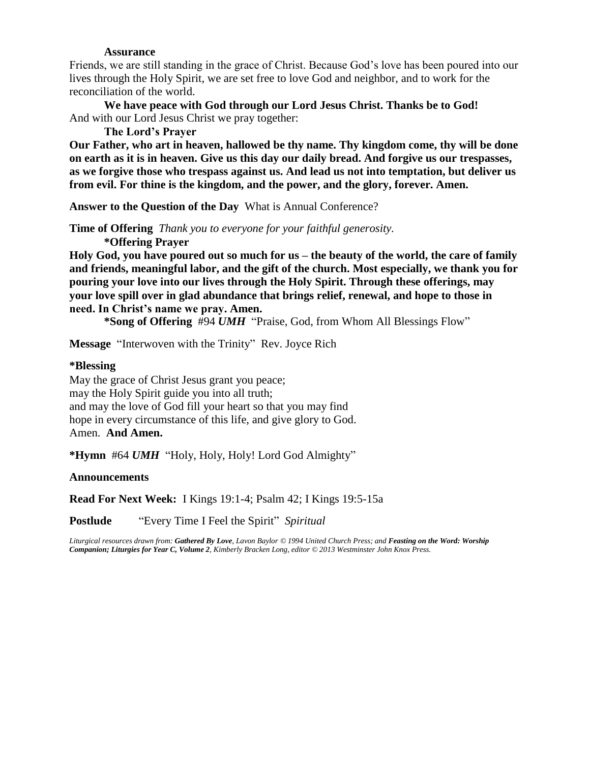**Assurance**

Friends, we are still standing in the grace of Christ. Because God's love has been poured into our lives through the Holy Spirit, we are set free to love God and neighbor, and to work for the reconciliation of the world.

**We have peace with God through our Lord Jesus Christ. Thanks be to God!**

And with our Lord Jesus Christ we pray together:

**The Lord's Prayer**

**Our Father, who art in heaven, hallowed be thy name. Thy kingdom come, thy will be done on earth as it is in heaven. Give us this day our daily bread. And forgive us our trespasses, as we forgive those who trespass against us. And lead us not into temptation, but deliver us from evil. For thine is the kingdom, and the power, and the glory, forever. Amen.**

**Answer to the Question of the Day** What is Annual Conference?

**Time of Offering** *Thank you to everyone for your faithful generosity.*

**\*Offering Prayer**

**Holy God, you have poured out so much for us – the beauty of the world, the care of family and friends, meaningful labor, and the gift of the church. Most especially, we thank you for pouring your love into our lives through the Holy Spirit. Through these offerings, may your love spill over in glad abundance that brings relief, renewal, and hope to those in need. In Christ's name we pray. Amen.**

**\*Song of Offering** #94 ***UMH*** "Praise, God, from Whom All Blessings Flow"

**Message** "Interwoven with the Trinity" Rev. Joyce Rich

**\*Blessing**

May the grace of Christ Jesus grant you peace;
may the Holy Spirit guide you into all truth;
and may the love of God fill your heart so that you may find
hope in every circumstance of this life, and give glory to God.
Amen. **And Amen.**

**\*Hymn** #64 ***UMH*** "Holy, Holy, Holy! Lord God Almighty"

**Announcements**

**Read For Next Week:** I Kings 19:1-4; Psalm 42; I Kings 19:5-15a

**Postlude** "Every Time I Feel the Spirit" *Spiritual*

*Liturgical resources drawn from:* ***Gathered By Love****, Lavon Baylor © 1994 United Church Press; and* ***Feasting on the Word: Worship Companion; Liturgies for Year C, Volume 2****, Kimberly Bracken Long, editor © 2013 Westminster John Knox Press.*